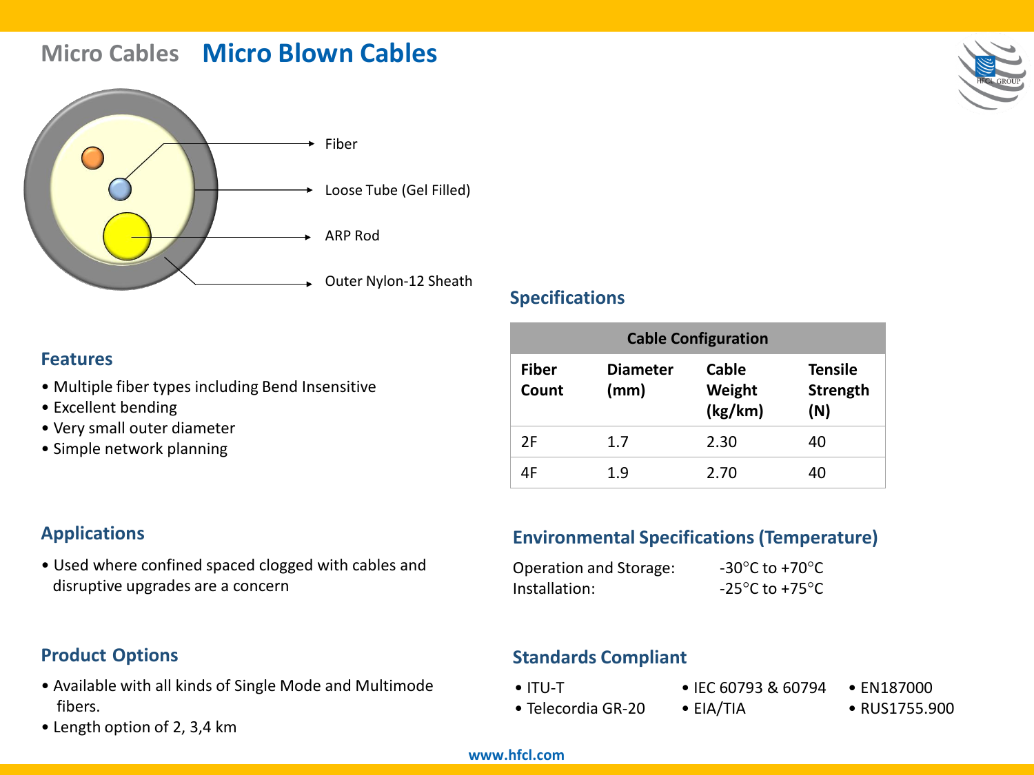# Micro Cables Micro Blown Cables

Fiber

Loose Tube (Gel Filled)

ARP Rod

Outer Nylon-12 Sheath

## Features

- Multiple fiber types including Bend Insensitive
- Excellent bending
- Very small outer diameter
- Simple network planning

## Applications

- Used where confined spaced clogged with cables and disruptive upgrades are a concern

## Product Options

- Available with all kinds of Single Mode and Multimode fibers.
- Length option of 2, 3,4 km

## Specifications

| Cable Configuration | | | |
|---|---|---|---|
| **Fiber Count** | **Diameter (mm)** | **Cable Weight (kg/km)** | **Tensile Strength (N)** |
| 2F | 1.7 | 2.30 | 40 |
| 4F | 1.9 | 2.70 | 40 |

## Environmental Specifications (Temperature)

Operation and Storage: -30°C to +70°C

Installation: -25°C to +75°C

## Standards Compliant

- ITU-T
- Telecordia GR-20
- IEC 60793 & 60794
- EIA/TIA
- EN187000
- RUS1755.900

www.hfcl.com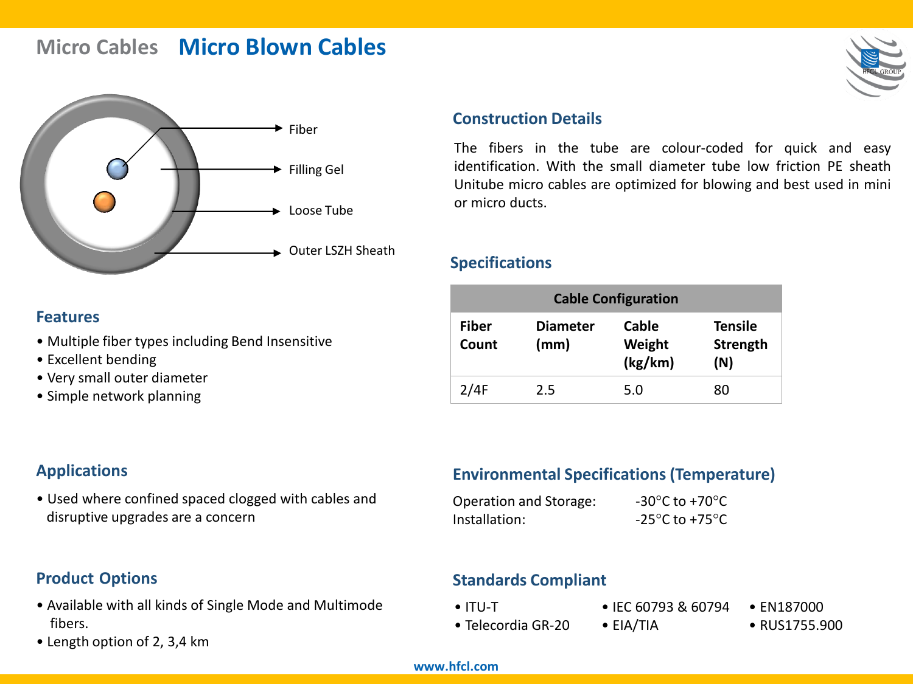# Micro Cables Micro Blown Cables

Fiber

Filling Gel

Loose Tube

Outer LSZH Sheath

## Construction Details

The fibers in the tube are colour-coded for quick and easy identification. With the small diameter tube low friction PE sheath Unitube micro cables are optimized for blowing and best used in mini or micro ducts.

## Features

- Multiple fiber types including Bend Insensitive
- Excellent bending
- Very small outer diameter
- Simple network planning

## Specifications

| Cable Configuration | | | |
|---|---|---|---|
| **Fiber Count** | **Diameter (mm)** | **Cable Weight (kg/km)** | **Tensile Strength (N)** |
| 2/4F | 2.5 | 5.0 | 80 |

## Applications

- Used where confined spaced clogged with cables and disruptive upgrades are a concern

## Environmental Specifications (Temperature)

Operation and Storage: -30°C to +70°C

Installation: -25°C to +75°C

## Product Options

- Available with all kinds of Single Mode and Multimode fibers.
- Length option of 2, 3,4 km

## Standards Compliant

- ITU-T
- Telecordia GR-20
- IEC 60793 & 60794
- EIA/TIA
- EN187000
- RUS1755.900

www.hfcl.com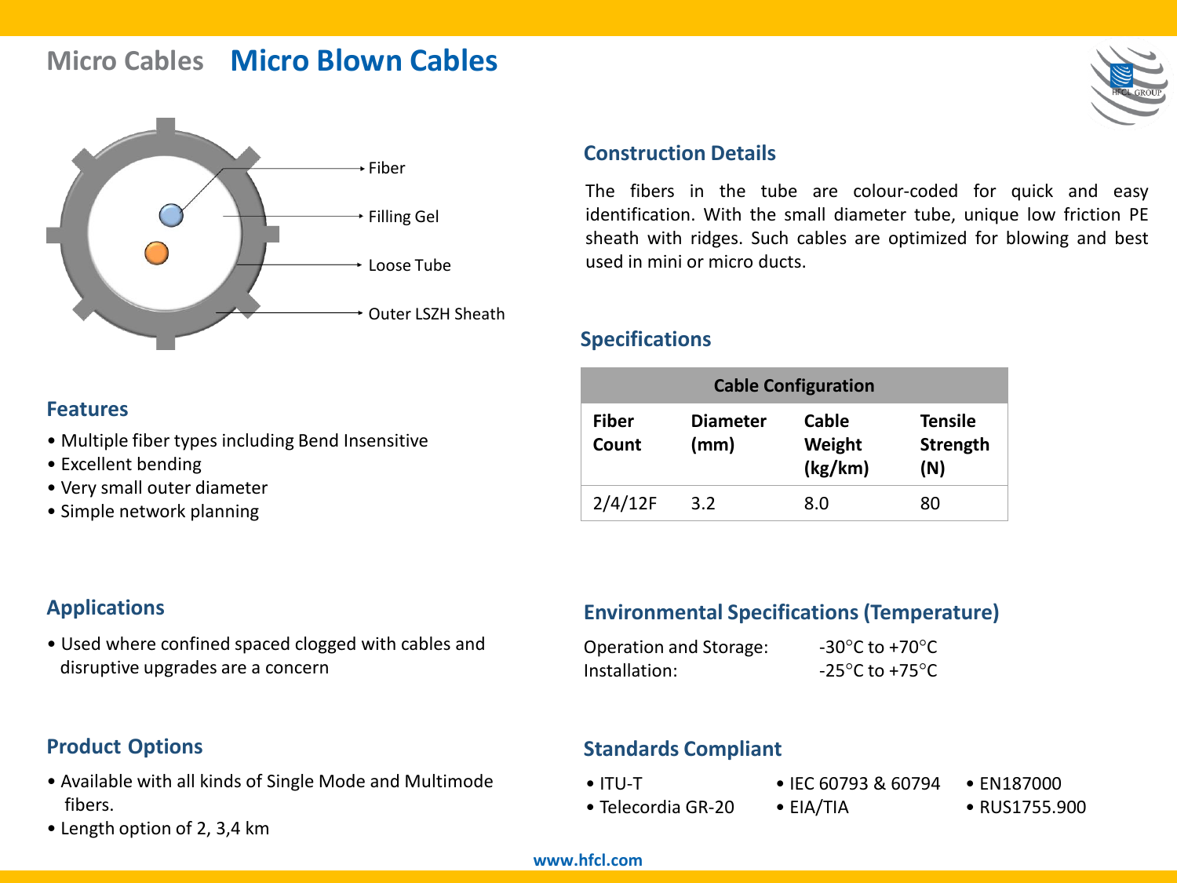Micro Cables

# Micro Blown Cables

Fiber

Filling Gel

Loose Tube

Outer LSZH Sheath

## Construction Details

The fibers in the tube are colour-coded for quick and easy identification. With the small diameter tube, unique low friction PE sheath with ridges. Such cables are optimized for blowing and best used in mini or micro ducts.

## Features

- Multiple fiber types including Bend Insensitive
- Excellent bending
- Very small outer diameter
- Simple network planning

## Specifications

| Cable Configuration | | | |
|---|---|---|---|
| Fiber Count | Diameter (mm) | Cable Weight (kg/km) | Tensile Strength (N) |
| 2/4/12F | 3.2 | 8.0 | 80 |

## Applications

- Used where confined spaced clogged with cables and disruptive upgrades are a concern

## Environmental Specifications (Temperature)

Operation and Storage: -30°C to +70°C
Installation: -25°C to +75°C

## Product Options

- Available with all kinds of Single Mode and Multimode fibers.
- Length option of 2, 3,4 km

## Standards Compliant

- ITU-T
- Telecordia GR-20
- IEC 60793 & 60794
- EIA/TIA
- EN187000
- RUS1755.900

www.hfcl.com